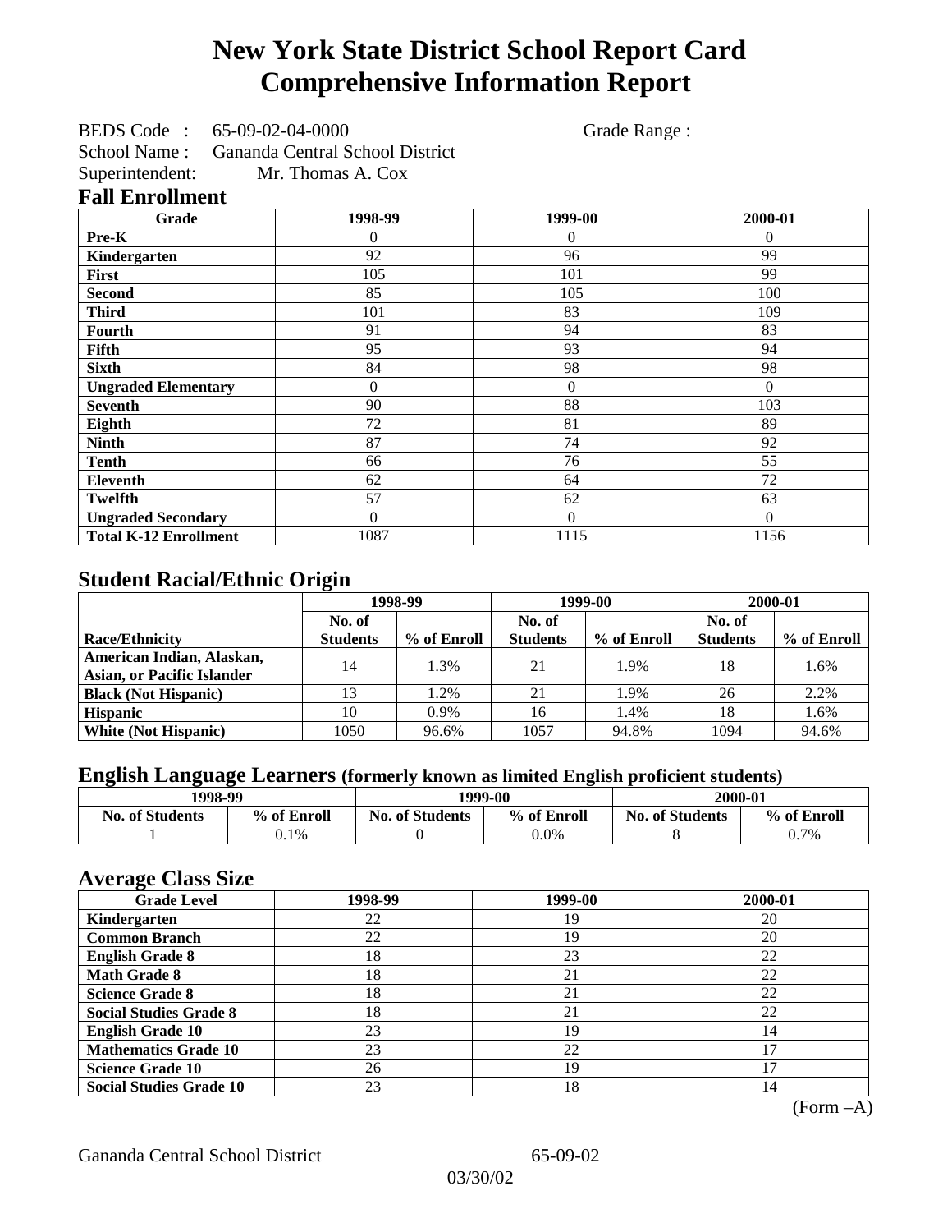# New York State District School Report Card
# Comprehensive Information Report

BEDS Code : 65-09-02-04-0000  Grade Range :
School Name : Gananda Central School District
Superintendent: Mr. Thomas A. Cox

## Fall Enrollment

| Grade | 1998-99 | 1999-00 | 2000-01 |
|---|---|---|---|
| Pre-K | 0 | 0 | 0 |
| Kindergarten | 92 | 96 | 99 |
| First | 105 | 101 | 99 |
| Second | 85 | 105 | 100 |
| Third | 101 | 83 | 109 |
| Fourth | 91 | 94 | 83 |
| Fifth | 95 | 93 | 94 |
| Sixth | 84 | 98 | 98 |
| Ungraded Elementary | 0 | 0 | 0 |
| Seventh | 90 | 88 | 103 |
| Eighth | 72 | 81 | 89 |
| Ninth | 87 | 74 | 92 |
| Tenth | 66 | 76 | 55 |
| Eleventh | 62 | 64 | 72 |
| Twelfth | 57 | 62 | 63 |
| Ungraded Secondary | 0 | 0 | 0 |
| Total K-12 Enrollment | 1087 | 1115 | 1156 |

## Student Racial/Ethnic Origin

| | 1998-99 | | 1999-00 | | 2000-01 | |
|---|---|---|---|---|---|---|
| Race/Ethnicity | No. of Students | % of Enroll | No. of Students | % of Enroll | No. of Students | % of Enroll |
| American Indian, Alaskan, Asian, or Pacific Islander | 14 | 1.3% | 21 | 1.9% | 18 | 1.6% |
| Black (Not Hispanic) | 13 | 1.2% | 21 | 1.9% | 26 | 2.2% |
| Hispanic | 10 | 0.9% | 16 | 1.4% | 18 | 1.6% |
| White (Not Hispanic) | 1050 | 96.6% | 1057 | 94.8% | 1094 | 94.6% |

## English Language Learners (formerly known as limited English proficient students)

| 1998-99 | | 1999-00 | | 2000-01 | |
|---|---|---|---|---|---|
| No. of Students | % of Enroll | No. of Students | % of Enroll | No. of Students | % of Enroll |
| 1 | 0.1% | 0 | 0.0% | 8 | 0.7% |

## Average Class Size

| Grade Level | 1998-99 | 1999-00 | 2000-01 |
|---|---|---|---|
| Kindergarten | 22 | 19 | 20 |
| Common Branch | 22 | 19 | 20 |
| English Grade 8 | 18 | 23 | 22 |
| Math Grade 8 | 18 | 21 | 22 |
| Science Grade 8 | 18 | 21 | 22 |
| Social Studies Grade 8 | 18 | 21 | 22 |
| English Grade 10 | 23 | 19 | 14 |
| Mathematics Grade 10 | 23 | 22 | 17 |
| Science Grade 10 | 26 | 19 | 17 |
| Social Studies Grade 10 | 23 | 18 | 14 |

(Form –A)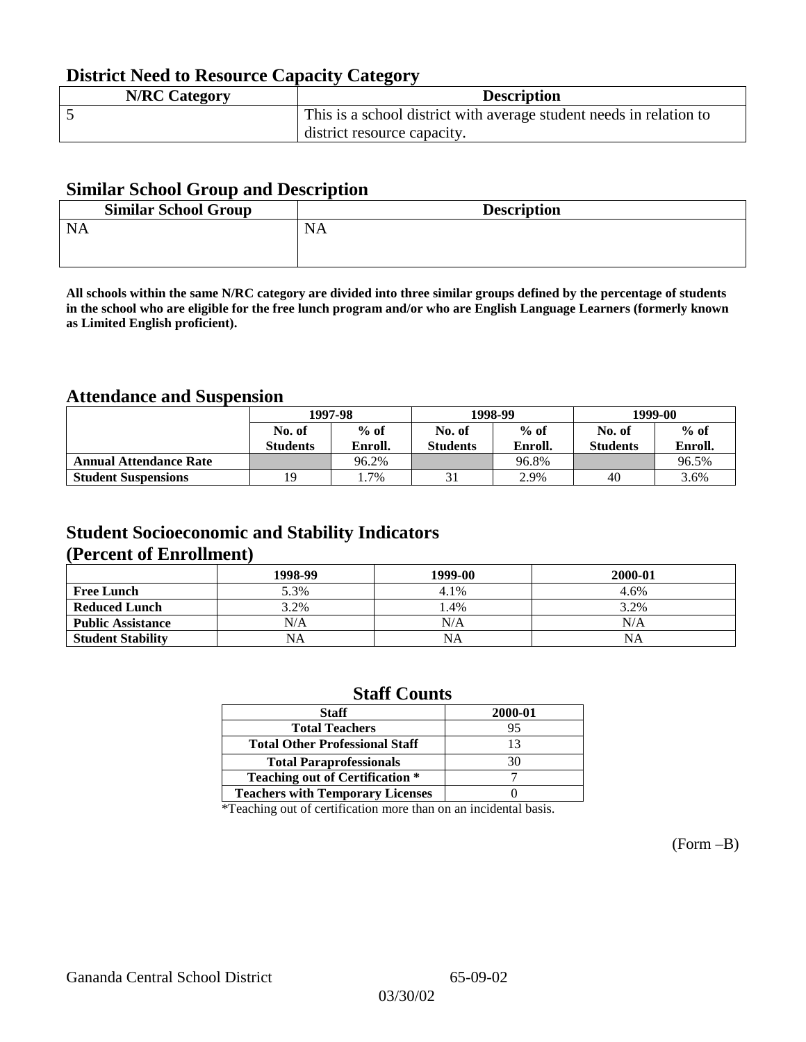## District Need to Resource Capacity Category

| N/RC Category | Description |
| --- | --- |
| 5 | This is a school district with average student needs in relation to district resource capacity. |

## Similar School Group and Description

| Similar School Group | Description |
| --- | --- |
| NA | NA |

**All schools within the same N/RC category are divided into three similar groups defined by the percentage of students in the school who are eligible for the free lunch program and/or who are English Language Learners (formerly known as Limited English proficient).**

## Attendance and Suspension

| | 1997-98 | | 1998-99 | | 1999-00 | |
| --- | --- | --- | --- | --- | --- | --- |
| | No. of Students | % of Enroll. | No. of Students | % of Enroll. | No. of Students | % of Enroll. |
| **Annual Attendance Rate** | | 96.2% | | 96.8% | | 96.5% |
| **Student Suspensions** | 19 | 1.7% | 31 | 2.9% | 40 | 3.6% |

## Student Socioeconomic and Stability Indicators (Percent of Enrollment)

| | 1998-99 | 1999-00 | 2000-01 |
| --- | --- | --- | --- |
| **Free Lunch** | 5.3% | 4.1% | 4.6% |
| **Reduced Lunch** | 3.2% | 1.4% | 3.2% |
| **Public Assistance** | N/A | N/A | N/A |
| **Student Stability** | NA | NA | NA |

## Staff Counts

| Staff | 2000-01 |
| --- | --- |
| Total Teachers | 95 |
| Total Other Professional Staff | 13 |
| Total Paraprofessionals | 30 |
| Teaching out of Certification * | 7 |
| Teachers with Temporary Licenses | 0 |

*Teaching out of certification more than on an incidental basis.

(Form –B)

Gananda Central School District 65-09-02

03/30/02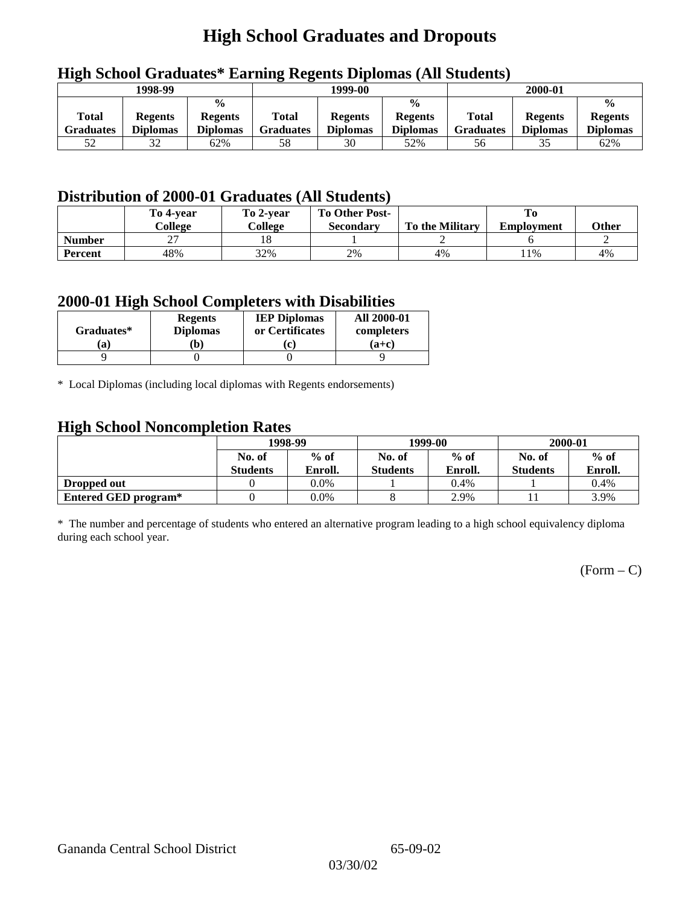# High School Graduates and Dropouts

## High School Graduates* Earning Regents Diplomas (All Students)

| 1998-99 | | | 1999-00 | | | 2000-01 | | |
|---|---|---|---|---|---|---|---|---|
| Total Graduates | Regents Diplomas | % Regents Diplomas | Total Graduates | Regents Diplomas | % Regents Diplomas | Total Graduates | Regents Diplomas | % Regents Diplomas |
| 52 | 32 | 62% | 58 | 30 | 52% | 56 | 35 | 62% |

## Distribution of 2000-01 Graduates (All Students)

| | To 4-year College | To 2-year College | To Other Post-Secondary | To the Military | To Employment | Other |
|---|---|---|---|---|---|---|
| **Number** | 27 | 18 | 1 | 2 | 6 | 2 |
| **Percent** | 48% | 32% | 2% | 4% | 11% | 4% |

## 2000-01 High School Completers with Disabilities

| Graduates* (a) | Regents Diplomas (b) | IEP Diplomas or Certificates (c) | All 2000-01 completers (a+c) |
|---|---|---|---|
| 9 | 0 | 0 | 9 |

\* Local Diplomas (including local diplomas with Regents endorsements)

## High School Noncompletion Rates

| | 1998-99 | | 1999-00 | | 2000-01 | |
|---|---|---|---|---|---|---|
| | No. of Students | % of Enroll. | No. of Students | % of Enroll. | No. of Students | % of Enroll. |
| **Dropped out** | 0 | 0.0% | 1 | 0.4% | 1 | 0.4% |
| **Entered GED program*** | 0 | 0.0% | 8 | 2.9% | 11 | 3.9% |

\* The number and percentage of students who entered an alternative program leading to a high school equivalency diploma during each school year.

(Form – C)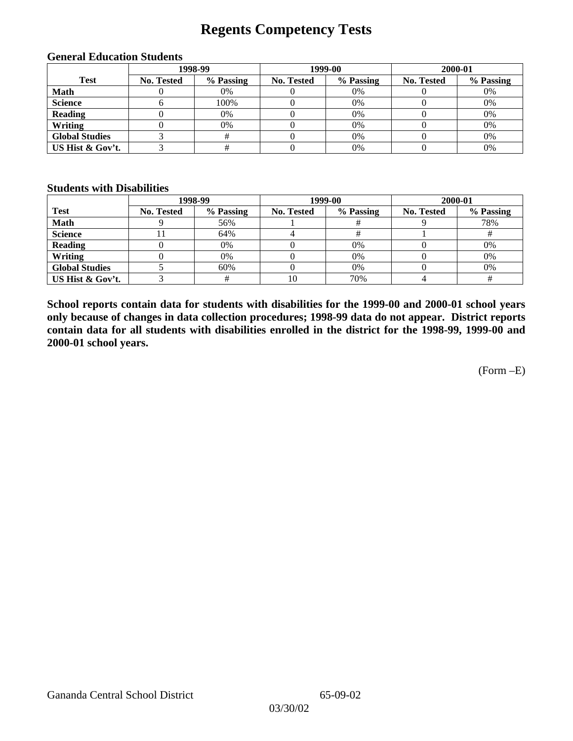# Regents Competency Tests

### General Education Students

| Test | 1998-99 | | 1999-00 | | 2000-01 | |
|---|---|---|---|---|---|---|
| | No. Tested | % Passing | No. Tested | % Passing | No. Tested | % Passing |
| **Math** | 0 | 0% | 0 | 0% | 0 | 0% |
| **Science** | 6 | 100% | 0 | 0% | 0 | 0% |
| **Reading** | 0 | 0% | 0 | 0% | 0 | 0% |
| **Writing** | 0 | 0% | 0 | 0% | 0 | 0% |
| **Global Studies** | 3 | # | 0 | 0% | 0 | 0% |
| **US Hist & Gov't.** | 3 | # | 0 | 0% | 0 | 0% |

### Students with Disabilities

| Test | 1998-99 | | 1999-00 | | 2000-01 | |
|---|---|---|---|---|---|---|
| | No. Tested | % Passing | No. Tested | % Passing | No. Tested | % Passing |
| **Math** | 9 | 56% | 1 | # | 9 | 78% |
| **Science** | 11 | 64% | 4 | # | 1 | # |
| **Reading** | 0 | 0% | 0 | 0% | 0 | 0% |
| **Writing** | 0 | 0% | 0 | 0% | 0 | 0% |
| **Global Studies** | 5 | 60% | 0 | 0% | 0 | 0% |
| **US Hist & Gov't.** | 3 | # | 10 | 70% | 4 | # |

**School reports contain data for students with disabilities for the 1999-00 and 2000-01 school years only because of changes in data collection procedures; 1998-99 data do not appear. District reports contain data for all students with disabilities enrolled in the district for the 1998-99, 1999-00 and 2000-01 school years.**

(Form –E)

Gananda Central School District 65-09-02

03/30/02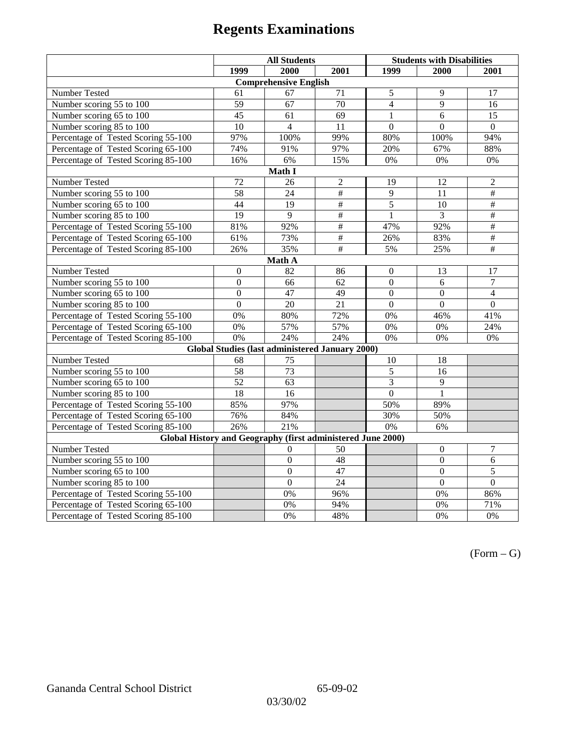# Regents Examinations

| | All Students | | | Students with Disabilities | | |
|---|---|---|---|---|---|---|
| | 1999 | 2000 | 2001 | 1999 | 2000 | 2001 |
| **Comprehensive English** | | | | | | |
| Number Tested | 61 | 67 | 71 | 5 | 9 | 17 |
| Number scoring 55 to 100 | 59 | 67 | 70 | 4 | 9 | 16 |
| Number scoring 65 to 100 | 45 | 61 | 69 | 1 | 6 | 15 |
| Number scoring 85 to 100 | 10 | 4 | 11 | 0 | 0 | 0 |
| Percentage of Tested Scoring 55-100 | 97% | 100% | 99% | 80% | 100% | 94% |
| Percentage of Tested Scoring 65-100 | 74% | 91% | 97% | 20% | 67% | 88% |
| Percentage of Tested Scoring 85-100 | 16% | 6% | 15% | 0% | 0% | 0% |
| **Math I** | | | | | | |
| Number Tested | 72 | 26 | 2 | 19 | 12 | 2 |
| Number scoring 55 to 100 | 58 | 24 | # | 9 | 11 | # |
| Number scoring 65 to 100 | 44 | 19 | # | 5 | 10 | # |
| Number scoring 85 to 100 | 19 | 9 | # | 1 | 3 | # |
| Percentage of Tested Scoring 55-100 | 81% | 92% | # | 47% | 92% | # |
| Percentage of Tested Scoring 65-100 | 61% | 73% | # | 26% | 83% | # |
| Percentage of Tested Scoring 85-100 | 26% | 35% | # | 5% | 25% | # |
| **Math A** | | | | | | |
| Number Tested | 0 | 82 | 86 | 0 | 13 | 17 |
| Number scoring 55 to 100 | 0 | 66 | 62 | 0 | 6 | 7 |
| Number scoring 65 to 100 | 0 | 47 | 49 | 0 | 0 | 4 |
| Number scoring 85 to 100 | 0 | 20 | 21 | 0 | 0 | 0 |
| Percentage of Tested Scoring 55-100 | 0% | 80% | 72% | 0% | 46% | 41% |
| Percentage of Tested Scoring 65-100 | 0% | 57% | 57% | 0% | 0% | 24% |
| Percentage of Tested Scoring 85-100 | 0% | 24% | 24% | 0% | 0% | 0% |
| **Global Studies (last administered January 2000)** | | | | | | |
| Number Tested | 68 | 75 | | 10 | 18 | |
| Number scoring 55 to 100 | 58 | 73 | | 5 | 16 | |
| Number scoring 65 to 100 | 52 | 63 | | 3 | 9 | |
| Number scoring 85 to 100 | 18 | 16 | | 0 | 1 | |
| Percentage of Tested Scoring 55-100 | 85% | 97% | | 50% | 89% | |
| Percentage of Tested Scoring 65-100 | 76% | 84% | | 30% | 50% | |
| Percentage of Tested Scoring 85-100 | 26% | 21% | | 0% | 6% | |
| **Global History and Geography (first administered June 2000)** | | | | | | |
| Number Tested | | 0 | 50 | | 0 | 7 |
| Number scoring 55 to 100 | | 0 | 48 | | 0 | 6 |
| Number scoring 65 to 100 | | 0 | 47 | | 0 | 5 |
| Number scoring 85 to 100 | | 0 | 24 | | 0 | 0 |
| Percentage of Tested Scoring 55-100 | | 0% | 96% | | 0% | 86% |
| Percentage of Tested Scoring 65-100 | | 0% | 94% | | 0% | 71% |
| Percentage of Tested Scoring 85-100 | | 0% | 48% | | 0% | 0% |

(Form – G)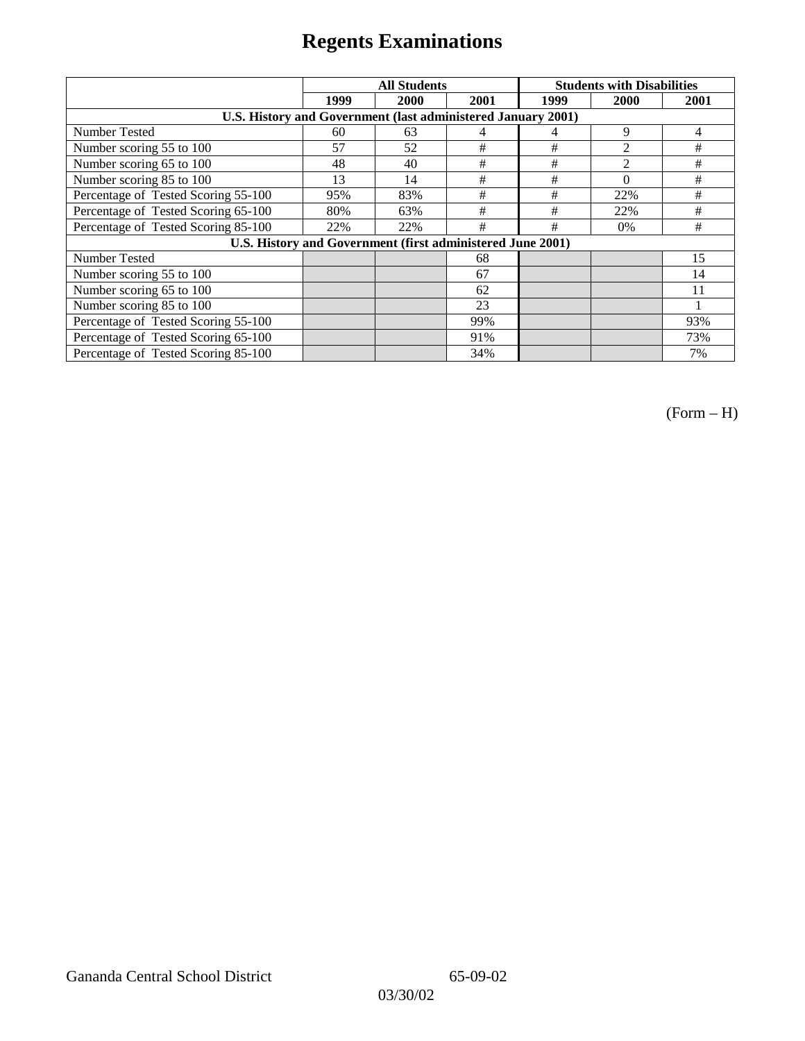# Regents Examinations

| | All Students | | | Students with Disabilities | | |
|---|---|---|---|---|---|---|
| | 1999 | 2000 | 2001 | 1999 | 2000 | 2001 |
| **U.S. History and Government (last administered January 2001)** | | | | | | |
| Number Tested | 60 | 63 | 4 | 4 | 9 | 4 |
| Number scoring 55 to 100 | 57 | 52 | # | # | 2 | # |
| Number scoring 65 to 100 | 48 | 40 | # | # | 2 | # |
| Number scoring 85 to 100 | 13 | 14 | # | # | 0 | # |
| Percentage of Tested Scoring 55-100 | 95% | 83% | # | # | 22% | # |
| Percentage of Tested Scoring 65-100 | 80% | 63% | # | # | 22% | # |
| Percentage of Tested Scoring 85-100 | 22% | 22% | # | # | 0% | # |
| **U.S. History and Government (first administered June 2001)** | | | | | | |
| Number Tested | | | 68 | | | 15 |
| Number scoring 55 to 100 | | | 67 | | | 14 |
| Number scoring 65 to 100 | | | 62 | | | 11 |
| Number scoring 85 to 100 | | | 23 | | | 1 |
| Percentage of Tested Scoring 55-100 | | | 99% | | | 93% |
| Percentage of Tested Scoring 65-100 | | | 91% | | | 73% |
| Percentage of Tested Scoring 85-100 | | | 34% | | | 7% |

(Form – H)

Gananda Central School District 65-09-02

03/30/02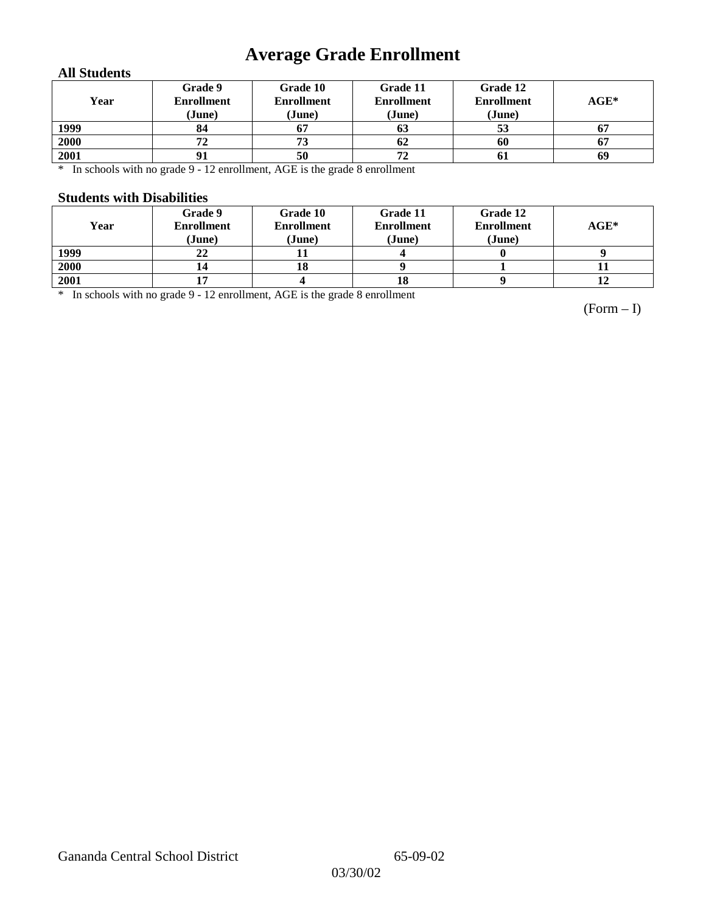# Average Grade Enrollment

### All Students

| Year | Grade 9 Enrollment (June) | Grade 10 Enrollment (June) | Grade 11 Enrollment (June) | Grade 12 Enrollment (June) | AGE* |
|---|---|---|---|---|---|
| 1999 | 84 | 67 | 63 | 53 | 67 |
| 2000 | 72 | 73 | 62 | 60 | 67 |
| 2001 | 91 | 50 | 72 | 61 | 69 |

\* In schools with no grade 9 - 12 enrollment, AGE is the grade 8 enrollment

### Students with Disabilities

| Year | Grade 9 Enrollment (June) | Grade 10 Enrollment (June) | Grade 11 Enrollment (June) | Grade 12 Enrollment (June) | AGE* |
|---|---|---|---|---|---|
| 1999 | 22 | 11 | 4 | 0 | 9 |
| 2000 | 14 | 18 | 9 | 1 | 11 |
| 2001 | 17 | 4 | 18 | 9 | 12 |

\* In schools with no grade 9 - 12 enrollment, AGE is the grade 8 enrollment

(Form – I)

Gananda Central School District 65-09-02

03/30/02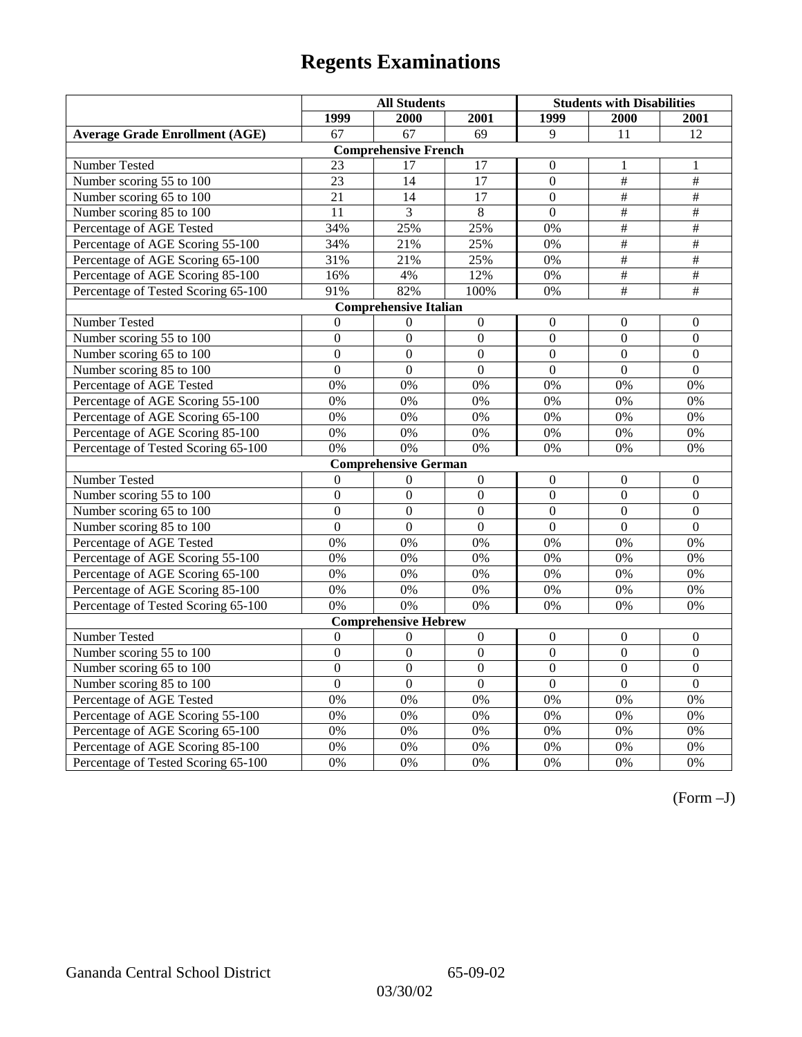# Regents Examinations

| | All Students | | | Students with Disabilities | | |
|---|---|---|---|---|---|---|
| | 1999 | 2000 | 2001 | 1999 | 2000 | 2001 |
| **Average Grade Enrollment (AGE)** | 67 | 67 | 69 | 9 | 11 | 12 |
| **Comprehensive French** | | | | | | |
| Number Tested | 23 | 17 | 17 | 0 | 1 | 1 |
| Number scoring 55 to 100 | 23 | 14 | 17 | 0 | # | # |
| Number scoring 65 to 100 | 21 | 14 | 17 | 0 | # | # |
| Number scoring 85 to 100 | 11 | 3 | 8 | 0 | # | # |
| Percentage of AGE Tested | 34% | 25% | 25% | 0% | # | # |
| Percentage of AGE Scoring 55-100 | 34% | 21% | 25% | 0% | # | # |
| Percentage of AGE Scoring 65-100 | 31% | 21% | 25% | 0% | # | # |
| Percentage of AGE Scoring 85-100 | 16% | 4% | 12% | 0% | # | # |
| Percentage of Tested Scoring 65-100 | 91% | 82% | 100% | 0% | # | # |
| **Comprehensive Italian** | | | | | | |
| Number Tested | 0 | 0 | 0 | 0 | 0 | 0 |
| Number scoring 55 to 100 | 0 | 0 | 0 | 0 | 0 | 0 |
| Number scoring 65 to 100 | 0 | 0 | 0 | 0 | 0 | 0 |
| Number scoring 85 to 100 | 0 | 0 | 0 | 0 | 0 | 0 |
| Percentage of AGE Tested | 0% | 0% | 0% | 0% | 0% | 0% |
| Percentage of AGE Scoring 55-100 | 0% | 0% | 0% | 0% | 0% | 0% |
| Percentage of AGE Scoring 65-100 | 0% | 0% | 0% | 0% | 0% | 0% |
| Percentage of AGE Scoring 85-100 | 0% | 0% | 0% | 0% | 0% | 0% |
| Percentage of Tested Scoring 65-100 | 0% | 0% | 0% | 0% | 0% | 0% |
| **Comprehensive German** | | | | | | |
| Number Tested | 0 | 0 | 0 | 0 | 0 | 0 |
| Number scoring 55 to 100 | 0 | 0 | 0 | 0 | 0 | 0 |
| Number scoring 65 to 100 | 0 | 0 | 0 | 0 | 0 | 0 |
| Number scoring 85 to 100 | 0 | 0 | 0 | 0 | 0 | 0 |
| Percentage of AGE Tested | 0% | 0% | 0% | 0% | 0% | 0% |
| Percentage of AGE Scoring 55-100 | 0% | 0% | 0% | 0% | 0% | 0% |
| Percentage of AGE Scoring 65-100 | 0% | 0% | 0% | 0% | 0% | 0% |
| Percentage of AGE Scoring 85-100 | 0% | 0% | 0% | 0% | 0% | 0% |
| Percentage of Tested Scoring 65-100 | 0% | 0% | 0% | 0% | 0% | 0% |
| **Comprehensive Hebrew** | | | | | | |
| Number Tested | 0 | 0 | 0 | 0 | 0 | 0 |
| Number scoring 55 to 100 | 0 | 0 | 0 | 0 | 0 | 0 |
| Number scoring 65 to 100 | 0 | 0 | 0 | 0 | 0 | 0 |
| Number scoring 85 to 100 | 0 | 0 | 0 | 0 | 0 | 0 |
| Percentage of AGE Tested | 0% | 0% | 0% | 0% | 0% | 0% |
| Percentage of AGE Scoring 55-100 | 0% | 0% | 0% | 0% | 0% | 0% |
| Percentage of AGE Scoring 65-100 | 0% | 0% | 0% | 0% | 0% | 0% |
| Percentage of AGE Scoring 85-100 | 0% | 0% | 0% | 0% | 0% | 0% |
| Percentage of Tested Scoring 65-100 | 0% | 0% | 0% | 0% | 0% | 0% |

(Form –J)

Gananda Central School District 65-09-02

03/30/02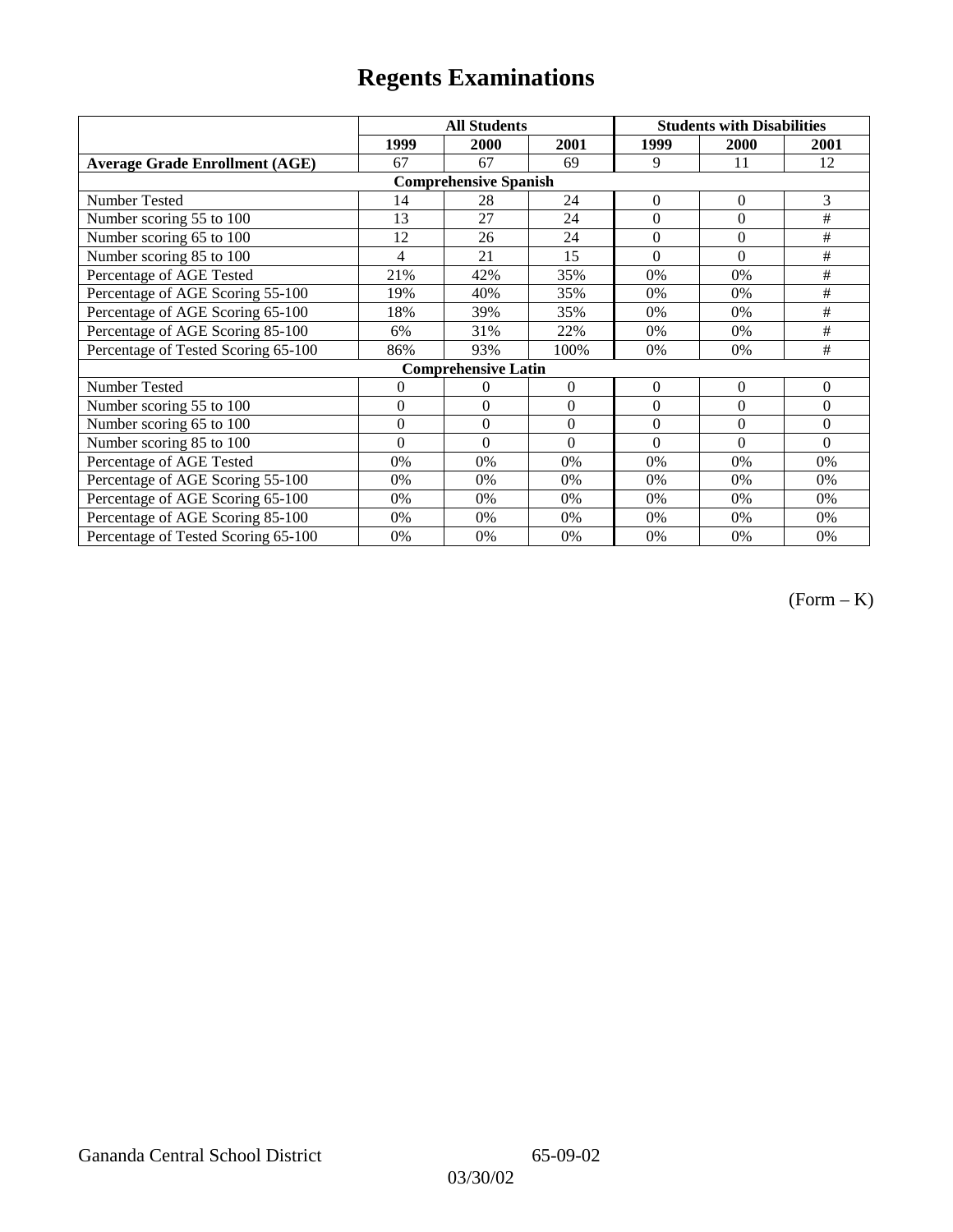# Regents Examinations

| | All Students | | | Students with Disabilities | | |
|---|---|---|---|---|---|---|
| | 1999 | 2000 | 2001 | 1999 | 2000 | 2001 |
| **Average Grade Enrollment (AGE)** | 67 | 67 | 69 | 9 | 11 | 12 |
| **Comprehensive Spanish** | | | | | | |
| Number Tested | 14 | 28 | 24 | 0 | 0 | 3 |
| Number scoring 55 to 100 | 13 | 27 | 24 | 0 | 0 | # |
| Number scoring 65 to 100 | 12 | 26 | 24 | 0 | 0 | # |
| Number scoring 85 to 100 | 4 | 21 | 15 | 0 | 0 | # |
| Percentage of AGE Tested | 21% | 42% | 35% | 0% | 0% | # |
| Percentage of AGE Scoring 55-100 | 19% | 40% | 35% | 0% | 0% | # |
| Percentage of AGE Scoring 65-100 | 18% | 39% | 35% | 0% | 0% | # |
| Percentage of AGE Scoring 85-100 | 6% | 31% | 22% | 0% | 0% | # |
| Percentage of Tested Scoring 65-100 | 86% | 93% | 100% | 0% | 0% | # |
| **Comprehensive Latin** | | | | | | |
| Number Tested | 0 | 0 | 0 | 0 | 0 | 0 |
| Number scoring 55 to 100 | 0 | 0 | 0 | 0 | 0 | 0 |
| Number scoring 65 to 100 | 0 | 0 | 0 | 0 | 0 | 0 |
| Number scoring 85 to 100 | 0 | 0 | 0 | 0 | 0 | 0 |
| Percentage of AGE Tested | 0% | 0% | 0% | 0% | 0% | 0% |
| Percentage of AGE Scoring 55-100 | 0% | 0% | 0% | 0% | 0% | 0% |
| Percentage of AGE Scoring 65-100 | 0% | 0% | 0% | 0% | 0% | 0% |
| Percentage of AGE Scoring 85-100 | 0% | 0% | 0% | 0% | 0% | 0% |
| Percentage of Tested Scoring 65-100 | 0% | 0% | 0% | 0% | 0% | 0% |

(Form – K)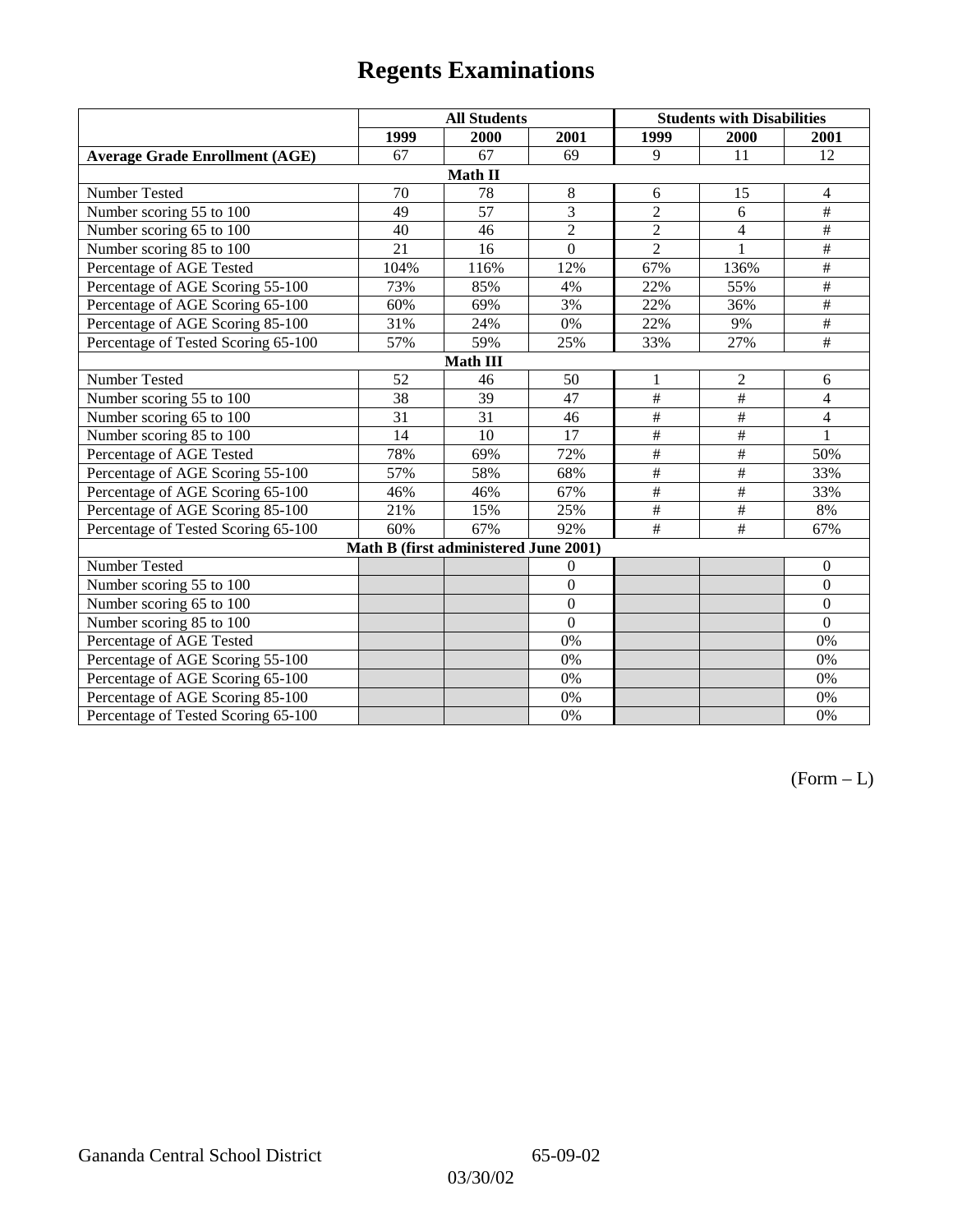# Regents Examinations

| | All Students | | | Students with Disabilities | | |
|---|---|---|---|---|---|---|
| | 1999 | 2000 | 2001 | 1999 | 2000 | 2001 |
| **Average Grade Enrollment (AGE)** | 67 | 67 | 69 | 9 | 11 | 12 |
| **Math II** | | | | | | |
| Number Tested | 70 | 78 | 8 | 6 | 15 | 4 |
| Number scoring 55 to 100 | 49 | 57 | 3 | 2 | 6 | # |
| Number scoring 65 to 100 | 40 | 46 | 2 | 2 | 4 | # |
| Number scoring 85 to 100 | 21 | 16 | 0 | 2 | 1 | # |
| Percentage of AGE Tested | 104% | 116% | 12% | 67% | 136% | # |
| Percentage of AGE Scoring 55-100 | 73% | 85% | 4% | 22% | 55% | # |
| Percentage of AGE Scoring 65-100 | 60% | 69% | 3% | 22% | 36% | # |
| Percentage of AGE Scoring 85-100 | 31% | 24% | 0% | 22% | 9% | # |
| Percentage of Tested Scoring 65-100 | 57% | 59% | 25% | 33% | 27% | # |
| **Math III** | | | | | | |
| Number Tested | 52 | 46 | 50 | 1 | 2 | 6 |
| Number scoring 55 to 100 | 38 | 39 | 47 | # | # | 4 |
| Number scoring 65 to 100 | 31 | 31 | 46 | # | # | 4 |
| Number scoring 85 to 100 | 14 | 10 | 17 | # | # | 1 |
| Percentage of AGE Tested | 78% | 69% | 72% | # | # | 50% |
| Percentage of AGE Scoring 55-100 | 57% | 58% | 68% | # | # | 33% |
| Percentage of AGE Scoring 65-100 | 46% | 46% | 67% | # | # | 33% |
| Percentage of AGE Scoring 85-100 | 21% | 15% | 25% | # | # | 8% |
| Percentage of Tested Scoring 65-100 | 60% | 67% | 92% | # | # | 67% |
| **Math B (first administered June 2001)** | | | | | | |
| Number Tested | | | 0 | | | 0 |
| Number scoring 55 to 100 | | | 0 | | | 0 |
| Number scoring 65 to 100 | | | 0 | | | 0 |
| Number scoring 85 to 100 | | | 0 | | | 0 |
| Percentage of AGE Tested | | | 0% | | | 0% |
| Percentage of AGE Scoring 55-100 | | | 0% | | | 0% |
| Percentage of AGE Scoring 65-100 | | | 0% | | | 0% |
| Percentage of AGE Scoring 85-100 | | | 0% | | | 0% |
| Percentage of Tested Scoring 65-100 | | | 0% | | | 0% |

(Form – L)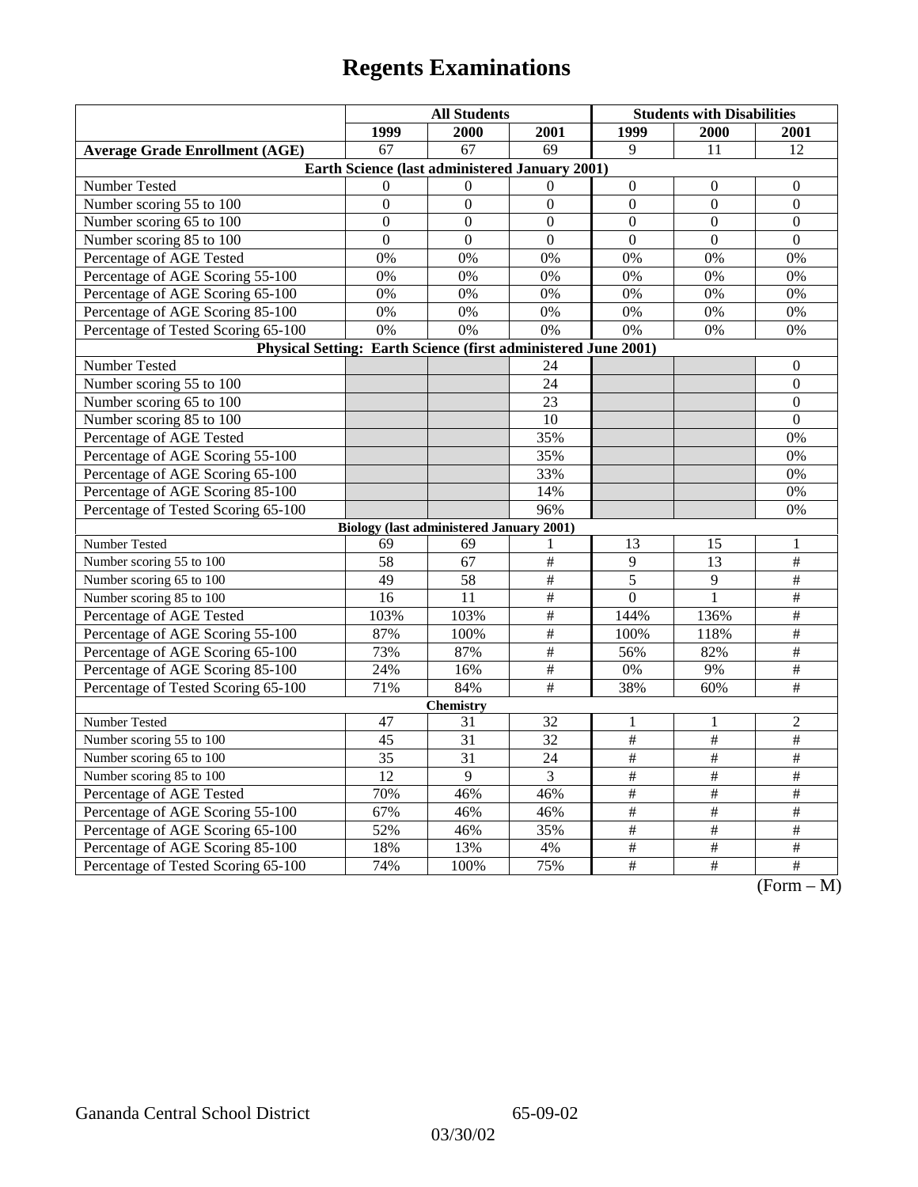# Regents Examinations

| | All Students | | | Students with Disabilities | | |
|---|---|---|---|---|---|---|
| | 1999 | 2000 | 2001 | 1999 | 2000 | 2001 |
| **Average Grade Enrollment (AGE)** | 67 | 67 | 69 | 9 | 11 | 12 |
| **Earth Science (last administered January 2001)** | | | | | | |
| Number Tested | 0 | 0 | 0 | 0 | 0 | 0 |
| Number scoring 55 to 100 | 0 | 0 | 0 | 0 | 0 | 0 |
| Number scoring 65 to 100 | 0 | 0 | 0 | 0 | 0 | 0 |
| Number scoring 85 to 100 | 0 | 0 | 0 | 0 | 0 | 0 |
| Percentage of AGE Tested | 0% | 0% | 0% | 0% | 0% | 0% |
| Percentage of AGE Scoring 55-100 | 0% | 0% | 0% | 0% | 0% | 0% |
| Percentage of AGE Scoring 65-100 | 0% | 0% | 0% | 0% | 0% | 0% |
| Percentage of AGE Scoring 85-100 | 0% | 0% | 0% | 0% | 0% | 0% |
| Percentage of Tested Scoring 65-100 | 0% | 0% | 0% | 0% | 0% | 0% |
| **Physical Setting: Earth Science (first administered June 2001)** | | | | | | |
| Number Tested | | | 24 | | | 0 |
| Number scoring 55 to 100 | | | 24 | | | 0 |
| Number scoring 65 to 100 | | | 23 | | | 0 |
| Number scoring 85 to 100 | | | 10 | | | 0 |
| Percentage of AGE Tested | | | 35% | | | 0% |
| Percentage of AGE Scoring 55-100 | | | 35% | | | 0% |
| Percentage of AGE Scoring 65-100 | | | 33% | | | 0% |
| Percentage of AGE Scoring 85-100 | | | 14% | | | 0% |
| Percentage of Tested Scoring 65-100 | | | 96% | | | 0% |
| **Biology (last administered January 2001)** | | | | | | |
| Number Tested | 69 | 69 | 1 | 13 | 15 | 1 |
| Number scoring 55 to 100 | 58 | 67 | # | 9 | 13 | # |
| Number scoring 65 to 100 | 49 | 58 | # | 5 | 9 | # |
| Number scoring 85 to 100 | 16 | 11 | # | 0 | 1 | # |
| Percentage of AGE Tested | 103% | 103% | # | 144% | 136% | # |
| Percentage of AGE Scoring 55-100 | 87% | 100% | # | 100% | 118% | # |
| Percentage of AGE Scoring 65-100 | 73% | 87% | # | 56% | 82% | # |
| Percentage of AGE Scoring 85-100 | 24% | 16% | # | 0% | 9% | # |
| Percentage of Tested Scoring 65-100 | 71% | 84% | # | 38% | 60% | # |
| **Chemistry** | | | | | | |
| Number Tested | 47 | 31 | 32 | 1 | 1 | 2 |
| Number scoring 55 to 100 | 45 | 31 | 32 | # | # | # |
| Number scoring 65 to 100 | 35 | 31 | 24 | # | # | # |
| Number scoring 85 to 100 | 12 | 9 | 3 | # | # | # |
| Percentage of AGE Tested | 70% | 46% | 46% | # | # | # |
| Percentage of AGE Scoring 55-100 | 67% | 46% | 46% | # | # | # |
| Percentage of AGE Scoring 65-100 | 52% | 46% | 35% | # | # | # |
| Percentage of AGE Scoring 85-100 | 18% | 13% | 4% | # | # | # |
| Percentage of Tested Scoring 65-100 | 74% | 100% | 75% | # | # | # |

(Form – M)

Gananda Central School District 65-09-02

03/30/02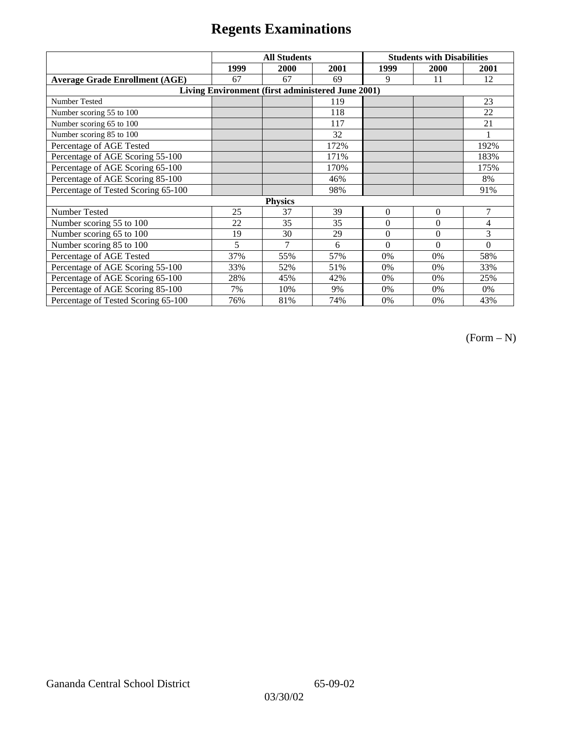# Regents Examinations

| | All Students | | | Students with Disabilities | | |
|---|---|---|---|---|---|---|
| | 1999 | 2000 | 2001 | 1999 | 2000 | 2001 |
| **Average Grade Enrollment (AGE)** | 67 | 67 | 69 | 9 | 11 | 12 |
| **Living Environment (first administered June 2001)** | | | | | | |
| Number Tested | | | 119 | | | 23 |
| Number scoring 55 to 100 | | | 118 | | | 22 |
| Number scoring 65 to 100 | | | 117 | | | 21 |
| Number scoring 85 to 100 | | | 32 | | | 1 |
| Percentage of AGE Tested | | | 172% | | | 192% |
| Percentage of AGE Scoring 55-100 | | | 171% | | | 183% |
| Percentage of AGE Scoring 65-100 | | | 170% | | | 175% |
| Percentage of AGE Scoring 85-100 | | | 46% | | | 8% |
| Percentage of Tested Scoring 65-100 | | | 98% | | | 91% |
| **Physics** | | | | | | |
| Number Tested | 25 | 37 | 39 | 0 | 0 | 7 |
| Number scoring 55 to 100 | 22 | 35 | 35 | 0 | 0 | 4 |
| Number scoring 65 to 100 | 19 | 30 | 29 | 0 | 0 | 3 |
| Number scoring 85 to 100 | 5 | 7 | 6 | 0 | 0 | 0 |
| Percentage of AGE Tested | 37% | 55% | 57% | 0% | 0% | 58% |
| Percentage of AGE Scoring 55-100 | 33% | 52% | 51% | 0% | 0% | 33% |
| Percentage of AGE Scoring 65-100 | 28% | 45% | 42% | 0% | 0% | 25% |
| Percentage of AGE Scoring 85-100 | 7% | 10% | 9% | 0% | 0% | 0% |
| Percentage of Tested Scoring 65-100 | 76% | 81% | 74% | 0% | 0% | 43% |

(Form – N)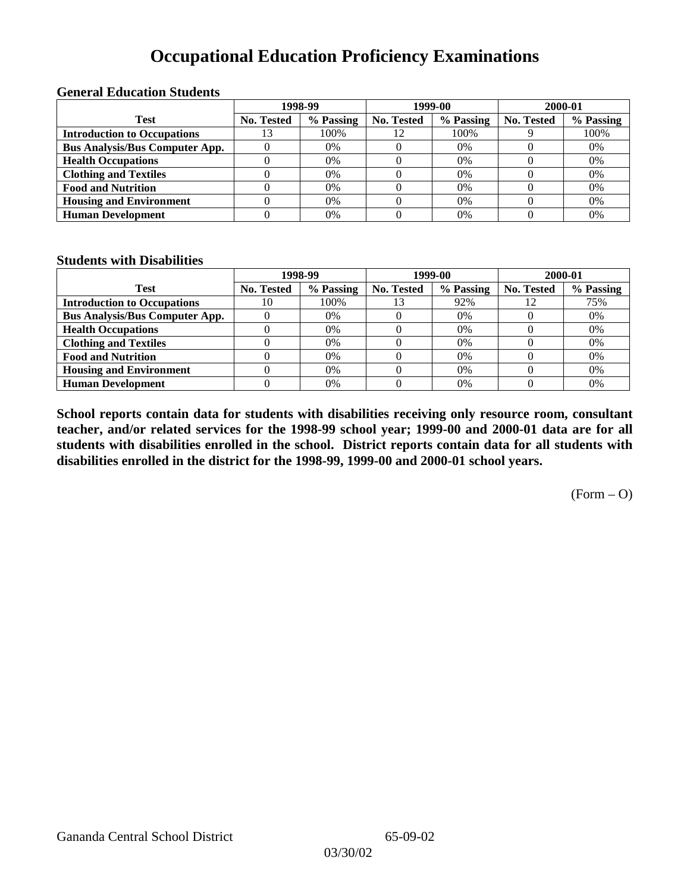# Occupational Education Proficiency Examinations

### General Education Students

| Test | 1998-99 | | 1999-00 | | 2000-01 | |
|---|---|---|---|---|---|---|
| | No. Tested | % Passing | No. Tested | % Passing | No. Tested | % Passing |
| Introduction to Occupations | 13 | 100% | 12 | 100% | 9 | 100% |
| Bus Analysis/Bus Computer App. | 0 | 0% | 0 | 0% | 0 | 0% |
| Health Occupations | 0 | 0% | 0 | 0% | 0 | 0% |
| Clothing and Textiles | 0 | 0% | 0 | 0% | 0 | 0% |
| Food and Nutrition | 0 | 0% | 0 | 0% | 0 | 0% |
| Housing and Environment | 0 | 0% | 0 | 0% | 0 | 0% |
| Human Development | 0 | 0% | 0 | 0% | 0 | 0% |

### Students with Disabilities

| Test | 1998-99 | | 1999-00 | | 2000-01 | |
|---|---|---|---|---|---|---|
| | No. Tested | % Passing | No. Tested | % Passing | No. Tested | % Passing |
| Introduction to Occupations | 10 | 100% | 13 | 92% | 12 | 75% |
| Bus Analysis/Bus Computer App. | 0 | 0% | 0 | 0% | 0 | 0% |
| Health Occupations | 0 | 0% | 0 | 0% | 0 | 0% |
| Clothing and Textiles | 0 | 0% | 0 | 0% | 0 | 0% |
| Food and Nutrition | 0 | 0% | 0 | 0% | 0 | 0% |
| Housing and Environment | 0 | 0% | 0 | 0% | 0 | 0% |
| Human Development | 0 | 0% | 0 | 0% | 0 | 0% |

**School reports contain data for students with disabilities receiving only resource room, consultant teacher, and/or related services for the 1998-99 school year; 1999-00 and 2000-01 data are for all students with disabilities enrolled in the school. District reports contain data for all students with disabilities enrolled in the district for the 1998-99, 1999-00 and 2000-01 school years.**

(Form – O)